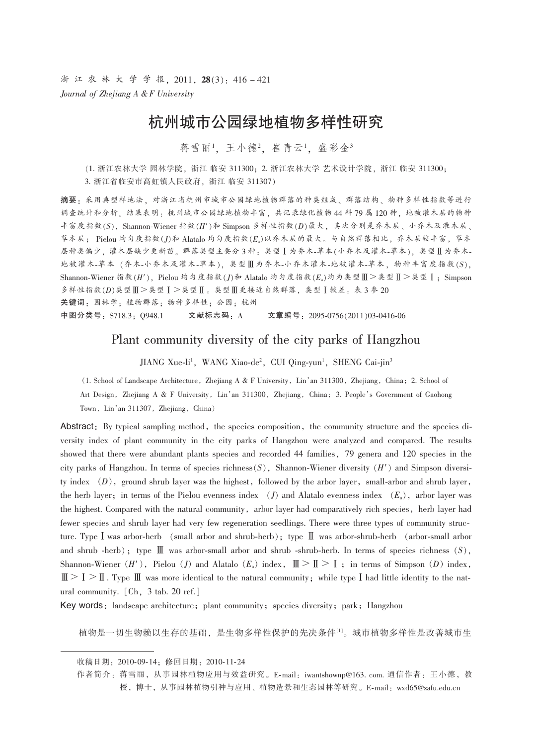# 杭州城市公园绿地植物多样性研究

蒋雪丽[1]，王小德[2]，崔青云[1]，盛彩金[3]

（1. 浙江农林大学 园林学院，浙江 临安 311300；2. 浙江农林大学 艺术设计学院，浙江 临安 311300；3. 浙江省临安市高虹镇人民政府，浙江 临安 311307）

**摘要**：采用典型样地法，对浙江省杭州市城市公园绿地植物群落的种类组成、群落结构、物种多样性指数等进行调查统计和分析。结果表明：杭州城市公园绿地植物丰富，共记录绿化植物44科79属120种，地被灌木层的物种丰富度指数($S$)，Shannon-Wiener指数($H'$)和Simpson多样性指数($D$)最大，其次分别是乔木层、小乔木及灌木层、草本层；Pielou均匀度指数($J$)和Alatalo均匀度指数($E_a$)以乔木层的最大。与自然群落相比，乔木层较丰富，草本层种类偏少，灌木层缺少更新苗。群落类型主要分3种：类型Ⅰ为乔木-草本(小乔木及灌木-草本)，类型Ⅱ为乔木-地被灌木-草本（乔木-小乔木及灌木-草本），类型Ⅲ为乔木-小乔木灌木-地被灌木-草本，物种丰富度指数($S$)，Shannon-Wiener指数($H'$)，Pielou均匀度指数($J$)和Alatalo均匀度指数($E_a$)均为类型Ⅲ＞类型Ⅱ＞类型Ⅰ；Simpson多样性指数($D$)类型Ⅲ＞类型Ⅰ＞类型Ⅱ。类型Ⅲ更接近自然群落，类型Ⅰ较差。表3参20

**关键词**：园林学；植物群落；物种多样性；公园；杭州

**中图分类号**：S718.3；Q948.1　　**文献标志码**：A　　**文章编号**：2095-0756(2011)03-0416-06

# Plant community diversity of the city parks of Hangzhou

JIANG Xue-li[1], WANG Xiao-de[2], CUI Qing-yun[1], SHENG Cai-jin[3]

(1. School of Landscape Architecture, Zhejiang A & F University, Lin'an 311300, Zhejiang, China; 2. School of Art Design, Zhejiang A & F University, Lin'an 311300, Zhejiang, China; 3. People's Government of Gaohong Town, Lin'an 311307, Zhejiang, China)

**Abstract**: By typical sampling method, the species composition, the community structure and the species diversity index of plant community in the city parks of Hangzhou were analyzed and compared. The results showed that there were abundant plants species and recorded 44 families, 79 genera and 120 species in the city parks of Hangzhou. In terms of species richness($S$), Shannon-Wiener diversity ($H'$) and Simpson diversity index ($D$), ground shrub layer was the highest, followed by the arbor layer, small-arbor and shrub layer, the herb layer; in terms of the Pielou evenness index ($J$) and Alatalo evenness index ($E_a$), arbor layer was the highest. Compared with the natural community, arbor layer had comparatively rich species, herb layer had fewer species and shrub layer had very few regeneration seedlings. There were three types of community structure. Type Ⅰ was arbor-herb (small arbor and shrub-herb); type Ⅱ was arbor-shrub-herb (arbor-small arbor and shrub -herb); type Ⅲ was arbor-small arbor and shrub -shrub-herb. In terms of species richness ($S$), Shannon-Wiener ($H'$), Pielou ($J$) and Alatalo ($E_a$) index, Ⅲ > Ⅱ > Ⅰ; in terms of Simpson ($D$) index, Ⅲ > Ⅰ > Ⅱ. Type Ⅲ was more identical to the natural community; while type Ⅰ had little identity to the natural community. [Ch, 3 tab. 20 ref.]

**Key words**: landscape architecture; plant community; species diversity; park; Hangzhou

植物是一切生物赖以生存的基础，是生物多样性保护的先决条件[1]。城市植物多样性是改善城市生

---

收稿日期：2010-09-14；修回日期：2010-11-24

作者简介：蒋雪丽，从事园林植物应用与效益研究。E-mail：iwantshownp@163. com. 通信作者：王小德，教授，博士，从事园林植物引种与应用、植物造景和生态园林等研究。E-mail：wxd65@zafu.edu.cn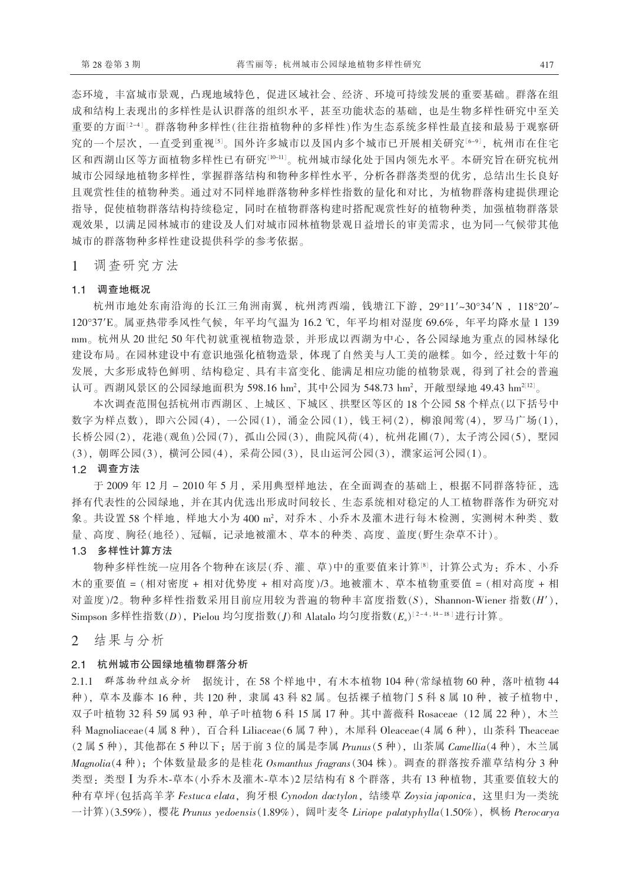态环境，丰富城市景观，凸现地域特色，促进区域社会、经济、环境可持续发展的重要基础。群落在组成和结构上表现出的多样性是认识群落的组织水平，甚至功能状态的基础，也是生物多样性研究中至关重要的方面[2-4]。群落物种多样性(往往指植物种的多样性)作为生态系统多样性最直接和最易于观察研究的一个层次，一直受到重视[5]。国外许多城市以及国内多个城市已开展相关研究[6-9]，杭州市在住宅区和西湖山区等方面植物多样性已有研究[10-11]。杭州城市绿化处于国内领先水平。本研究旨在研究杭州城市公园绿地植物多样性，掌握群落结构和物种多样性水平，分析各群落类型的优劣，总结出生长良好且观赏性佳的植物种类。通过对不同样地群落物种多样性指数的量化和对比，为植物群落构建提供理论指导，促使植物群落结构持续稳定，同时在植物群落构建时搭配观赏性好的植物种类，加强植物群落景观效果，以满足园林城市的建设及人们对城市园林植物景观日益增长的审美需求，也为同一气候带其他城市的群落物种多样性建设提供科学的参考依据。

# 1 调查研究方法

## 1.1 调查地概况

杭州市地处东南沿海的长江三角洲南翼，杭州湾西端，钱塘江下游，29°11′~30°34′N，118°20′~120°37′E。属亚热带季风性气候，年平均气温为 16.2 ℃，年平均相对湿度 69.6%，年平均降水量 1 139 mm。杭州从 20 世纪 50 年代初就重视植物造景，并形成以西湖为中心，各公园绿地为重点的园林绿化建设布局。在园林建设中有意识地强化植物造景，体现了自然美与人工美的融糅。如今，经过数十年的发展，大多形成特色鲜明、结构稳定、具有丰富变化、能满足相应功能的植物景观，得到了社会的普遍认可。西湖风景区的公园绿地面积为 598.16 $hm^2$，其中公园为 548.73 $hm^2$，开敞型绿地 49.43 $hm^2$[12]。

本次调查范围包括杭州市西湖区、上城区、下城区、拱墅区等区的 18 个公园 58 个样点(以下括号中数字为样点数)，即六公园(4)，一公园(1)，涌金公园(1)，钱王祠(2)，柳浪闻莺(4)，罗马广场(1)，长桥公园(2)，花港(观鱼)公园(7)，孤山公园(3)，曲院风荷(4)，杭州花圃(7)，太子湾公园(5)，墅园(3)，朝晖公园(3)，横河公园(4)，采荷公园(3)，艮山运河公园(3)，濮家运河公园(1)。

## 1.2 调查方法

于 2009 年 12 月 – 2010 年 5 月，采用典型样地法，在全面调查的基础上，根据不同群落特征，选择有代表性的公园绿地，并在其内优选出形成时间较长、生态系统相对稳定的人工植物群落作为研究对象。共设置 58 个样地，样地大小为 400 $m^2$，对乔木、小乔木及灌木进行每木检测，实测树木种类、数量、高度、胸径(地径)、冠幅，记录地被灌木、草本的种类、高度、盖度(野生杂草不计)。

## 1.3 多样性计算方法

物种多样性统一应用各个物种在该层(乔、灌、草)中的重要值来计算[8]，计算公式为：乔木、小乔木的重要值 = (相对密度 + 相对优势度 + 相对高度)/3。地被灌木、草本植物重要值 = (相对高度 + 相对盖度)/2。物种多样性指数采用目前应用较为普遍的物种丰富度指数($S$)，Shannon-Wiener 指数($H'$)，Simpson 多样性指数($D$)，Pielou 均匀度指数($J$)和 Alatalo 均匀度指数($E_a$)[2-4, 14-18]进行计算。

# 2 结果与分析

## 2.1 杭州城市公园绿地植物群落分析

2.1.1 *群落物种组成分析* 据统计，在 58 个样地中，有木本植物 104 种(常绿植物 60 种，落叶植物 44 种)，草本及藤本 16 种，共 120 种，隶属 43 科 82 属。包括裸子植物门 5 科 8 属 10 种，被子植物中，双子叶植物 32 科 59 属 93 种，单子叶植物 6 科 15 属 17 种。其中蔷薇科 Rosaceae (12 属 22 种)，木兰科 Magnoliaceae(4 属 8 种)，百合科 Liliaceae(6 属 7 种)，木犀科 Oleaceae(4 属 6 种)，山茶科 Theaceae (2 属 5 种)，其他都在 5 种以下；居于前 3 位的属是李属 *Prunus*(5 种)，山茶属 *Camellia*(4 种)，木兰属 *Magnolia*(4 种)；个体数量最多的是桂花 *Osmanthus fragrans*(304 株)。调查的群落按乔灌草结构分 3 种类型：类型Ⅰ为乔木-草本(小乔木及灌木-草本)2 层结构有 8 个群落，共有 13 种植物，其重要值较大的种有草坪(包括高羊茅 *Festuca elata*，狗牙根 *Cynodon dactylon*，结缕草 *Zoysia japonica*，这里归为一类统一计算)(3.59%)，樱花 *Prunus yedoensis*(1.89%)，阔叶麦冬 *Liriope palatyphylla*(1.50%)，枫杨 *Pterocarya*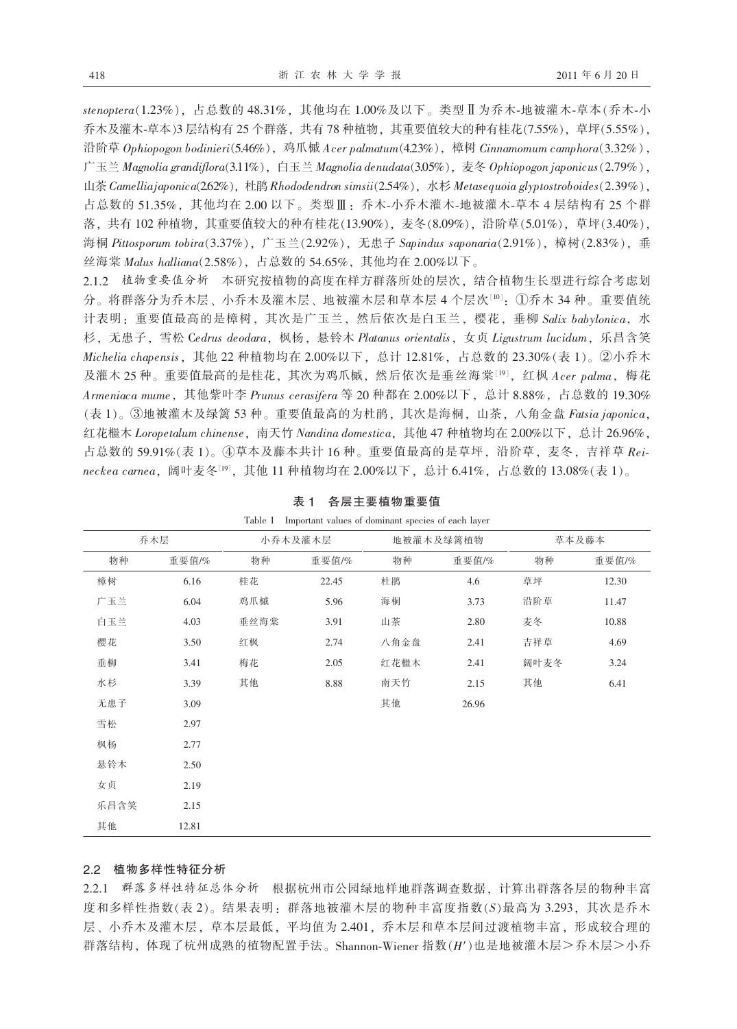*stenoptera*(1.23%)，占总数的 48.31%，其他均在 1.00%及以下。类型Ⅱ为乔木-地被灌木-草本(乔木-小乔木及灌木-草本)3 层结构有 25 个群落，共有 78 种植物，其重要值较大的种有桂花(7.55%)，草坪(5.55%)，沿阶草 *Ophiopogon bodinieri*(5.46%)，鸡爪槭 *Acer palmatum*(4.23%)，樟树 *Cinnamomum camphora*(3.32%)，广玉兰 *Magnolia grandiflora*(3.11%)，白玉兰 *Magnolia denudata*(3.05%)，麦冬 *Ophiopogon japonicus*(2.79%)，山茶 *Camellia japonica*(2.62%)，杜鹃 *Rhododendron simsii*(2.54%)，水杉 *Metasequoia glyptostroboides*(2.39%)，占总数的 51.35%，其他均在 2.00 以下。类型Ⅲ：乔木-小乔木灌木-地被灌木-草本 4 层结构有 25 个群落，共有 102 种植物，其重要值较大的种有桂花(13.90%)，麦冬(8.09%)，沿阶草(5.01%)，草坪(3.40%)，海桐 *Pittosporum tobira*(3.37%)，广玉兰(2.92%)，无患子 *Sapindus saponaria*(2.91%)，樟树(2.83%)，垂丝海棠 *Malus halliana*(2.58%)，占总数的 54.65%，其他均在 2.00%以下。

2.1.2 *植物重要值分析* 本研究按植物的高度在样方群落所处的层次，结合植物生长型进行综合考虑划分。将群落分为乔木层、小乔木及灌木层、地被灌木层和草本层 4 个层次[10]：①乔木 34 种。重要值统计表明：重要值最高的是樟树，其次是广玉兰，然后依次是白玉兰，樱花，垂柳 *Salix babylonica*，水杉，无患子，雪松 *Cedrus deodara*，枫杨，悬铃木 *Platanus orientalis*，女贞 *Ligustrum lucidum*，乐昌含笑 *Michelia chapensis*，其他 22 种植物均在 2.00%以下，总计 12.81%，占总数的 23.30%(表 1)。②小乔木及灌木 25 种。重要值最高的是桂花，其次为鸡爪槭，然后依次是垂丝海棠[19]，红枫 *Acer palma*，梅花 *Armeniaca mume*，其他紫叶李 *Prunus cerasifera* 等 20 种都在 2.00%以下，总计 8.88%，占总数的 19.30%(表 1)。③地被灌木及绿篱 53 种。重要值最高的为杜鹃，其次是海桐，山茶，八角金盘 *Fatsia japonica*，红花檵木 *Loropetalum chinense*，南天竹 *Nandina domestica*，其他 47 种植物均在 2.00%以下，总计 26.96%，占总数的 59.91%(表 1)。④草本及藤本共计 16 种。重要值最高的是草坪，沿阶草，麦冬，吉祥草 *Reineckea carnea*，阔叶麦冬[19]，其他 11 种植物均在 2.00%以下，总计 6.41%，占总数的 13.08%(表 1)。

**表 1 各层主要植物重要值**

Table 1 Important values of dominant species of each layer

| 乔木层 | | 小乔木及灌木层 | | 地被灌木及绿篱植物 | | 草本及藤本 | |
|---|---|---|---|---|---|---|---|
| 物种 | 重要值/% | 物种 | 重要值/% | 物种 | 重要值/% | 物种 | 重要值/% |
| 樟树 | 6.16 | 桂花 | 22.45 | 杜鹃 | 4.6 | 草坪 | 12.30 |
| 广玉兰 | 6.04 | 鸡爪槭 | 5.96 | 海桐 | 3.73 | 沿阶草 | 11.47 |
| 白玉兰 | 4.03 | 垂丝海棠 | 3.91 | 山茶 | 2.80 | 麦冬 | 10.88 |
| 樱花 | 3.50 | 红枫 | 2.74 | 八角金盘 | 2.41 | 吉祥草 | 4.69 |
| 垂柳 | 3.41 | 梅花 | 2.05 | 红花檵木 | 2.41 | 阔叶麦冬 | 3.24 |
| 水杉 | 3.39 | 其他 | 8.88 | 南天竹 | 2.15 | 其他 | 6.41 |
| 无患子 | 3.09 | | | 其他 | 26.96 | | |
| 雪松 | 2.97 | | | | | | |
| 枫杨 | 2.77 | | | | | | |
| 悬铃木 | 2.50 | | | | | | |
| 女贞 | 2.19 | | | | | | |
| 乐昌含笑 | 2.15 | | | | | | |
| 其他 | 12.81 | | | | | | |

## 2.2 植物多样性特征分析

2.2.1 *群落多样性特征总体分析* 根据杭州市公园绿地样地群落调查数据，计算出群落各层的物种丰富度和多样性指数(表 2)。结果表明：群落地被灌木层的物种丰富度指数($S$)最高为 3.293，其次是乔木层、小乔木及灌木层，草本层最低，平均值为 2.401，乔木层和草本层间过渡植物丰富，形成较合理的群落结构，体现了杭州成熟的植物配置手法。Shannon-Wiener 指数($H'$)也是地被灌木层＞乔木层＞小乔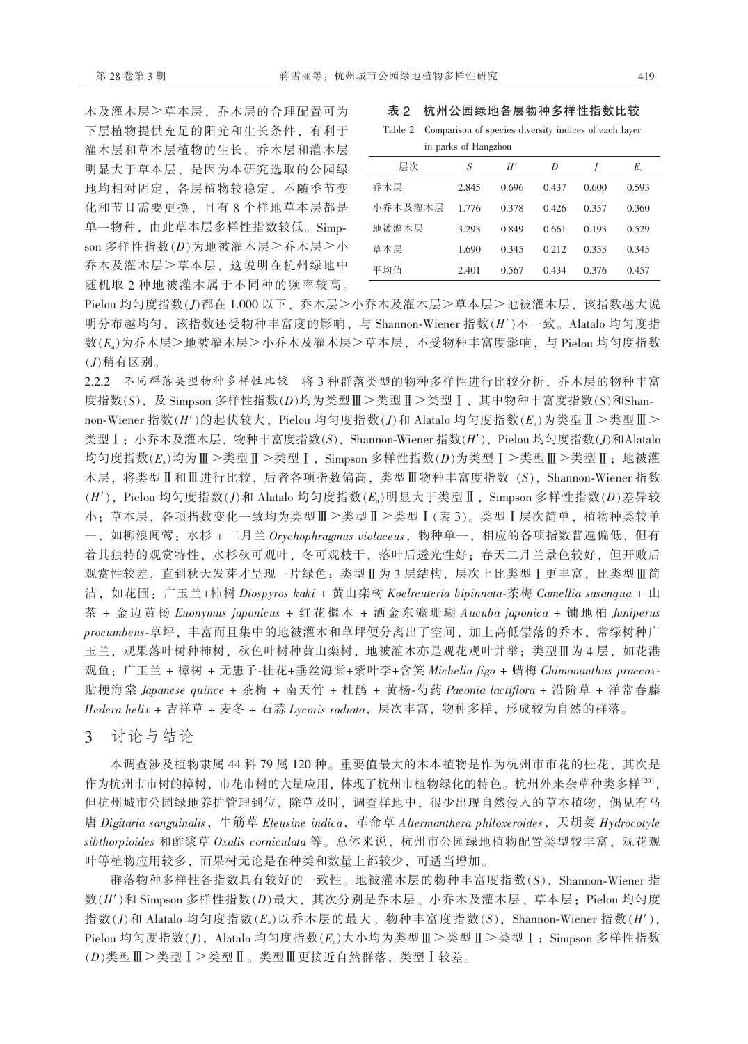木及灌木层>草本层，乔木层的合理配置可为下层植物提供充足的阳光和生长条件，有利于灌木层和草本层植物的生长。乔木层和灌木层明显大于草本层，是因为本研究选取的公园绿地均相对固定，各层植物较稳定，不随季节变化和节日需要更换，且有 8 个样地草本层都是单一物种，由此草本层多样性指数较低。Simpson 多样性指数($D$)为地被灌木层>乔木层>小乔木及灌木层>草本层，这说明在杭州绿地中随机取 2 种地被灌木属于不同种的频率较高。

**表 2　杭州公园绿地各层物种多样性指数比较**

Table 2　Comparison of species diversity indices of each layer in parks of Hangzhou

| 层次 | $S$ | $H'$ | $D$ | $J$ | $E_a$ |
|---|---|---|---|---|---|
| 乔木层 | 2.845 | 0.696 | 0.437 | 0.600 | 0.593 |
| 小乔木及灌木层 | 1.776 | 0.378 | 0.426 | 0.357 | 0.360 |
| 地被灌木层 | 3.293 | 0.849 | 0.661 | 0.193 | 0.529 |
| 草本层 | 1.690 | 0.345 | 0.212 | 0.353 | 0.345 |
| 平均值 | 2.401 | 0.567 | 0.434 | 0.376 | 0.457 |

Pielou 均匀度指数($J$)都在 1.000 以下，乔木层>小乔木及灌木层>草本层>地被灌木层，该指数越大说明分布越均匀，该指数还受物种丰富度的影响，与 Shannon-Wiener 指数($H'$)不一致。Alatalo 均匀度指数($E_a$)为乔木层>地被灌木层>小乔木及灌木层>草本层，不受物种丰富度影响，与 Pielou 均匀度指数($J$)稍有区别。

2.2.2　*不同群落类型物种多样性比较*　将 3 种群落类型的物种多样性进行比较分析，乔木层的物种丰富度指数($S$)，及 Simpson 多样性指数($D$)均为类型Ⅲ>类型Ⅱ>类型Ⅰ，其中物种丰富度指数($S$)和Shannon-Wiener 指数($H'$)的起伏较大，Pielou 均匀度指数($J$)和 Alatalo 均匀度指数($E_a$)为类型Ⅱ>类型Ⅲ>类型Ⅰ；小乔木及灌木层，物种丰富度指数($S$)，Shannon-Wiener 指数($H'$)，Pielou 均匀度指数($J$)和Alatalo 均匀度指数($E_a$)均为Ⅲ>类型Ⅱ>类型Ⅰ，Simpson 多样性指数($D$)为类型Ⅰ>类型Ⅲ>类型Ⅱ；地被灌木层，将类型Ⅱ和Ⅲ进行比较，后者各项指数偏高，类型Ⅲ物种丰富度指数 ($S$)，Shannon-Wiener 指数($H'$)，Pielou 均匀度指数($J$)和 Alatalo 均匀度指数($E_a$)明显大于类型Ⅱ，Simpson 多样性指数($D$)差异较小；草本层，各项指数变化一致均为类型Ⅲ>类型Ⅱ>类型Ⅰ(表 3)。类型Ⅰ层次简单，植物种类较单一，如柳浪闻莺：水杉 + 二月兰 *Orychophragmus violaceus*，物种单一，相应的各项指数普遍偏低，但有着其独特的观赏特性，水杉秋可观叶，冬可观枝干，落叶后透光性好；春天二月兰景色较好，但开败后观赏性较差，直到秋天发芽才呈现一片绿色；类型Ⅱ为 3 层结构，层次上比类型Ⅰ更丰富，比类型Ⅲ简洁，如花圃：广玉兰+柿树 *Diospyros kaki* + 黄山栾树 *Koelreuteria bipinnata*-茶梅 *Camellia sasanqua* + 山茶 + 金边黄杨 *Euonymus japonicus* + 红花檵木 + 洒金东瀛珊瑚 *Aucuba japonica* + 铺地柏 *Juniperus procumbens*-草坪，丰富而且集中的地被灌木和草坪便分离出了空间，加上高低错落的乔木，常绿树种广玉兰，观果落叶树种柿树，秋色叶树种黄山栾树，地被灌木亦是观花观叶并举；类型Ⅲ为 4 层，如花港观鱼：广玉兰 + 樟树 + 无患子-桂花+垂丝海棠+紫叶李+含笑 *Michelia figo* + 蜡梅 *Chimonanthus praecox*-贴梗海棠 *Japanese quince* + 茶梅 + 南天竹 + 杜鹃 + 黄杨-芍药 *Paeonia lactiflora* + 沿阶草 + 洋常春藤 *Hedera helix* + 吉祥草 + 麦冬 + 石蒜 *Lycoris radiata*，层次丰富，物种多样，形成较为自然的群落。

## 3　讨论与结论

本调查涉及植物隶属 44 科 79 属 120 种。重要值最大的木本植物是作为杭州市市花的桂花，其次是作为杭州市市树的樟树，市花市树的大量应用，体现了杭州市植物绿化的特色。杭州外来杂草种类多样[20]，但杭州城市公园绿地养护管理到位，除草及时，调查样地中，很少出现自然侵入的草本植物，偶见有马唐 *Digitaria sanguinalis*，牛筋草 *Eleusine indica*，革命草 *Altermanthera philoxeroides*，天胡荽 *Hydrocotyle sibthorpioides* 和酢浆草 *Oxalis corniculata* 等。总体来说，杭州市公园绿地植物配置类型较丰富，观花观叶等植物应用较多，而果树无论是在种类和数量上都较少，可适当增加。

群落物种多样性各指数具有较好的一致性。地被灌木层的物种丰富度指数($S$)，Shannon-Wiener 指数($H'$)和 Simpson 多样性指数($D$)最大，其次分别是乔木层、小乔木及灌木层、草本层；Pielou 均匀度指数($J$)和 Alatalo 均匀度指数($E_a$)以乔木层的最大。物种丰富度指数($S$)，Shannon-Wiener 指数($H'$)，Pielou 均匀度指数($J$)，Alatalo 均匀度指数($E_a$)大小均为类型Ⅲ>类型Ⅱ>类型Ⅰ；Simpson 多样性指数($D$)类型Ⅲ>类型Ⅰ>类型Ⅱ。类型Ⅲ更接近自然群落，类型Ⅰ较差。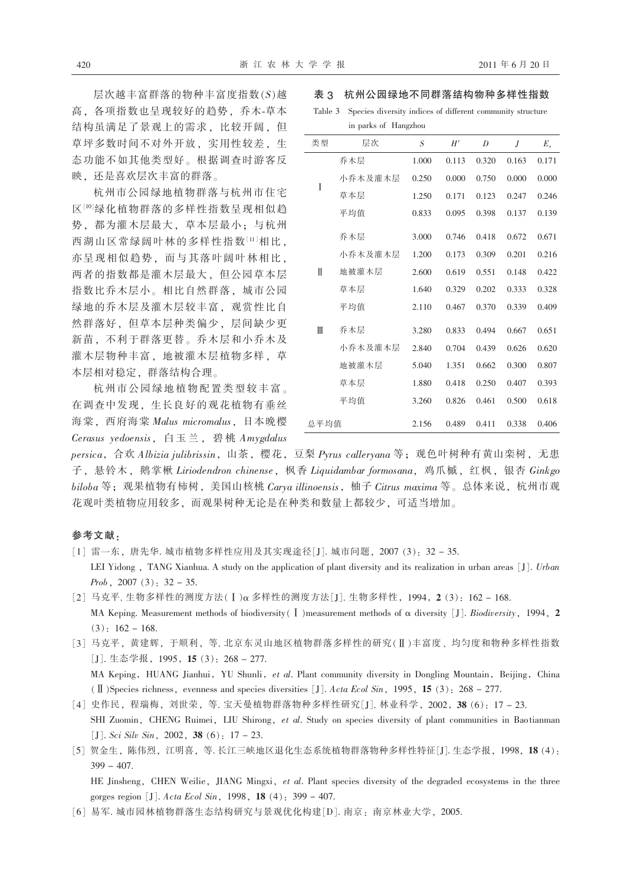层次越丰富群落的物种丰富度指数($S$)越高，各项指数也呈现较好的趋势，乔木-草本结构虽满足了景观上的需求，比较开阔，但草坪多数时间不对外开放，实用性较差，生态功能不如其他类型好。根据调查时游客反映，还是喜欢层次丰富的群落。

杭州市公园绿地植物群落与杭州市住宅区[10]绿化植物群落的多样性指数呈现相似趋势，都为灌木层最大，草本层最小；与杭州西湖山区常绿阔叶林的多样性指数[11]相比，亦呈现相似趋势，而与其落叶阔叶林相比，两者的指数都是灌木层最大，但公园草本层指数比乔木层小。相比自然群落，城市公园绿地的乔木层及灌木层较丰富，观赏性比自然群落好，但草本层种类偏少，层间缺少更新苗，不利于群落更替。乔木层和小乔木及灌木层物种丰富，地被灌木层植物多样，草本层相对稳定，群落结构合理。

**表 3 杭州公园绿地不同群落结构物种多样性指数**

Table 3 Species diversity indices of different community structure in parks of Hangzhou

| 类型 | 层次 | $S$ | $H'$ | $D$ | $J$ | $E_a$ |
|---|---|---|---|---|---|---|
| Ⅰ | 乔木层 | 1.000 | 0.113 | 0.320 | 0.163 | 0.171 |
| | 小乔木及灌木层 | 0.250 | 0.000 | 0.750 | 0.000 | 0.000 |
| | 草本层 | 1.250 | 0.171 | 0.123 | 0.247 | 0.246 |
| | 平均值 | 0.833 | 0.095 | 0.398 | 0.137 | 0.139 |
| Ⅱ | 乔木层 | 3.000 | 0.746 | 0.418 | 0.672 | 0.671 |
| | 小乔木及灌木层 | 1.200 | 0.173 | 0.309 | 0.201 | 0.216 |
| | 地被灌木层 | 2.600 | 0.619 | 0.551 | 0.148 | 0.422 |
| | 草本层 | 1.640 | 0.329 | 0.202 | 0.333 | 0.328 |
| | 平均值 | 2.110 | 0.467 | 0.370 | 0.339 | 0.409 |
| Ⅲ | 乔木层 | 3.280 | 0.833 | 0.494 | 0.667 | 0.651 |
| | 小乔木及灌木层 | 2.840 | 0.704 | 0.439 | 0.626 | 0.620 |
| | 地被灌木层 | 5.040 | 1.351 | 0.662 | 0.300 | 0.807 |
| | 草本层 | 1.880 | 0.418 | 0.250 | 0.407 | 0.393 |
| | 平均值 | 3.260 | 0.826 | 0.461 | 0.500 | 0.618 |
| 总平均值 | | 2.156 | 0.489 | 0.411 | 0.338 | 0.406 |

杭州市公园绿地植物配置类型较丰富。在调查中发现，生长良好的观花植物有垂丝海棠，西府海棠 *Malus micromalus*，日本晚樱 *Cerasus yedoensis*，白玉兰，碧桃 *Amygdalus persica*，合欢 *Albizia julibrissin*，山茶，樱花，豆梨 *Pyrus calleryana* 等；观色叶树种有黄山栾树，无患子，悬铃木，鹅掌楸 *Liriodendron chinense*，枫香 *Liquidambar formosana*，鸡爪槭，红枫，银杏 *Ginkgo biloba* 等；观果植物有柿树，美国山核桃 *Carya illinoensis*，柚子 *Citrus maxima* 等。总体来说，杭州市观花观叶类植物应用较多，而观果树种无论是在种类和数量上都较少，可适当增加。

## 参考文献：

[1] 雷一东，唐先华. 城市植物多样性应用及其实现途径[J]. 城市问题，2007 (3)：32 – 35.
LEI Yidong，TANG Xianhua. A study on the application of plant diversity and its realization in urban areas [J]. *Urban Prob*，2007 (3)：32 – 35.

[2] 马克平. 生物多样性的测度方法(Ⅰ)α 多样性的测度方法[J]. 生物多样性，1994，**2** (3)：162 – 168.
MA Keping. Measurement methods of biodiversity(Ⅰ)measurement methods of α diversity [J]. *Biodiversity*，1994，**2** (3)：162 – 168.

[3] 马克平，黄建辉，于顺利，等. 北京东灵山地区植物群落多样性的研究(Ⅱ)丰富度、均匀度和物种多样性指数[J]. 生态学报，1995，**15** (3)：268 – 277.
MA Keping，HUANG Jianhui，YU Shunli，*et al*. Plant community diversity in Dongling Mountain，Beijing，China (Ⅱ)Species richness，evenness and species diversities [J]. *Acta Ecol Sin*，1995，**15** (3)：268 – 277.

[4] 史作民，程瑞梅，刘世荣，等. 宝天曼植物群落物种多样性研究[J]. 林业科学，2002，**38** (6)：17 – 23.
SHI Zuomin，CHENG Ruimei，LIU Shirong，*et al*. Study on species diversity of plant communities in Baotianman [J]. *Sci Silv Sin*，2002，**38** (6)：17 – 23.

[5] 贺金生，陈伟烈，江明喜，等. 长江三峡地区退化生态系统植物群落物种多样性特征[J]. 生态学报，1998，**18** (4)：399 – 407.
HE Jinsheng，CHEN Weilie，JIANG Mingxi，*et al*. Plant species diversity of the degraded ecosystems in the three gorges region [J]. *Acta Ecol Sin*，1998，**18** (4)：399 – 407.

[6] 易军. 城市园林植物群落生态结构研究与景观优化构建[D]. 南京：南京林业大学，2005.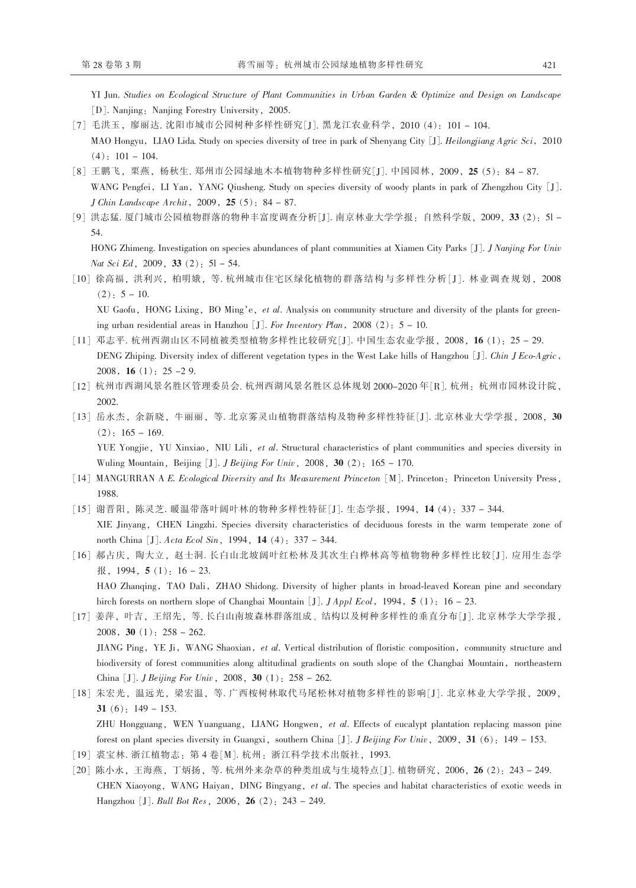YI Jun. *Studies on Ecological Structure of Plant Communities in Urban Garden & Optimize and Design on Landscape* [D]. Nanjing：Nanjing Forestry University，2005.

[7] 毛洪玉，廖丽达. 沈阳市城市公园树种多样性研究[J]. 黑龙江农业科学，2010 (4)：101 – 104.
MAO Hongyu，LIAO Lida. Study on species diversity of tree in park of Shenyang City [J]. *Heilongjiang Agric Sci*，2010 (4)：101 – 104.

[8] 王鹏飞，栗燕，杨秋生. 郑州市公园绿地木本植物物种多样性研究[J]. 中国园林，2009，**25** (5)：84 – 87.
WANG Pengfei，LI Yan，YANG Qiusheng. Study on species diversity of woody plants in park of Zhengzhou City [J]. *J Chin Landscape Archit*，2009，**25** (5)：84 – 87.

[9] 洪志猛. 厦门城市公园植物群落的物种丰富度调查分析[J]. 南京林业大学学报：自然科学版，2009，**33** (2)：51 – 54.
HONG Zhimeng. Investigation on species abundances of plant communities at Xiamen City Parks [J]. *J Nanjing For Univ Nat Sci Ed*，2009，**33** (2)：51 – 54.

[10] 徐高福，洪利兴，柏明娥，等. 杭州城市住宅区绿化植物的群落结构与多样性分析[J]. 林业调查规划，2008 (2)：5 – 10.
XU Gaofu，HONG Lixing，BO Ming'e，*et al*. Analysis on community structure and diversity of the plants for greening urban residential areas in Hanzhou [J]. *For Inventory Plan*，2008 (2)：5 – 10.

[11] 邓志平. 杭州西湖山区不同植被类型植物多样性比较研究[J]. 中国生态农业学报，2008，**16** (1)：25 – 29.
DENG Zhiping. Diversity index of different vegetation types in the West Lake hills of Hangzhou [J]. *Chin J Eco-Agric*，2008，**16** (1)：25 –2 9.

[12] 杭州市西湖风景名胜区管理委员会. 杭州西湖风景名胜区总体规划 2000–2020 年[R]. 杭州：杭州市园林设计院，2002.

[13] 岳永杰，余新晓，牛丽丽，等. 北京雾灵山植物群落结构及物种多样性特征[J]. 北京林业大学学报，2008，**30** (2)：165 – 169.
YUE Yongjie，YU Xinxiao，NIU Lili，*et al*. Structural characteristics of plant communities and species diversity in Wuling Mountain，Beijing [J]. *J Beijing For Univ*，2008，**30** (2)：165 – 170.

[14] MANGURRAN A E. *Ecological Diversity and Its Measurement Princeton* [M]. Princeton：Princeton University Press，1988.

[15] 谢晋阳，陈灵芝. 暖温带落叶阔叶林的物种多样性特征[J]. 生态学报，1994，**14** (4)：337 – 344.
XIE Jinyang，CHEN Lingzhi. Species diversity characteristics of deciduous forests in the warm temperate zone of north China [J]. *Acta Ecol Sin*，1994，**14** (4)：337 – 344.

[16] 郝占庆，陶大立，赵士洞. 长白山北坡阔叶红松林及其次生白桦林高等植物物种多样性比较[J]. 应用生态学报，1994，**5** (1)：16 – 23.
HAO Zhanqing，TAO Dali，ZHAO Shidong. Diversity of higher plants in broad-leaved Korean pine and secondary birch forests on northern slope of Changbai Mountain [J]. *J Appl Ecol*，1994，**5** (1)：16 – 23.

[17] 姜萍，叶吉，王绍先，等. 长白山南坡森林群落组成、结构以及树种多样性的垂直分布[J]. 北京林学大学学报，2008，**30** (1)：258 – 262.
JIANG Ping，YE Ji，WANG Shaoxian，*et al*. Vertical distribution of floristic composition，community structure and biodiversity of forest communities along altitudinal gradients on south slope of the Changbai Mountain，northeastern China [J]. *J Beijing For Univ*，2008，**30** (1)：258 – 262.

[18] 朱宏光，温远光，梁宏温，等. 广西桉树林取代马尾松林对植物多样性的影响[J]. 北京林业大学学报，2009，**31** (6)：149 – 153.
ZHU Hongguang，WEN Yuanguang，LIANG Hongwen，*et al*. Effects of eucalypt plantation replacing masson pine forest on plant species diversity in Guangxi，southern China [J]. *J Beijing For Univ*，2009，**31** (6)：149 – 153.

[19] 裘宝林. 浙江植物志：第 4 卷[M]. 杭州：浙江科学技术出版社，1993.

[20] 陈小永，王海燕，丁炳扬，等. 杭州外来杂草的种类组成与生境特点[J]. 植物研究，2006，**26** (2)：243 – 249.
CHEN Xiaoyong，WANG Haiyan，DING Bingyang，*et al*. The species and habitat characteristics of exotic weeds in Hangzhou [J]. *Bull Bot Res*，2006，**26** (2)：243 – 249.